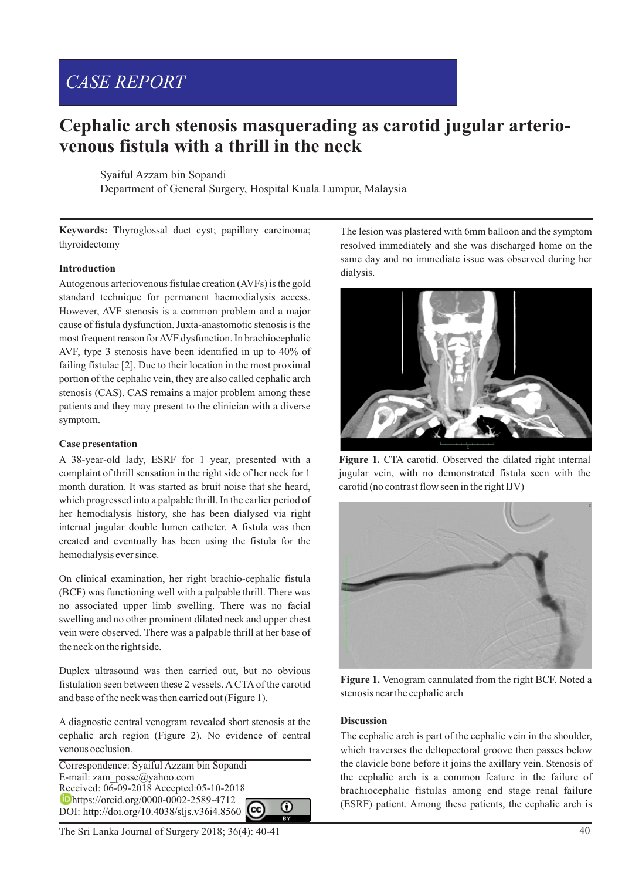# CASE REPORT

# Cephalic arch stenosis masquerading as carotid jugular arterio-venous fistula with a thrill in the neck

Syaiful Azzam bin Sopandi
Department of General Surgery, Hospital Kuala Lumpur, Malaysia

**Keywords:** Thyroglossal duct cyst; papillary carcinoma; thyroidectomy

## Introduction

Autogenous arteriovenous fistulae creation (AVFs) is the gold standard technique for permanent haemodialysis access. However, AVF stenosis is a common problem and a major cause of fistula dysfunction. Juxta-anastomotic stenosis is the most frequent reason for AVF dysfunction. In brachiocephalic AVF, type 3 stenosis have been identified in up to 40% of failing fistulae [2]. Due to their location in the most proximal portion of the cephalic vein, they are also called cephalic arch stenosis (CAS). CAS remains a major problem among these patients and they may present to the clinician with a diverse symptom.

## Case presentation

A 38-year-old lady, ESRF for 1 year, presented with a complaint of thrill sensation in the right side of her neck for 1 month duration. It was started as bruit noise that she heard, which progressed into a palpable thrill. In the earlier period of her hemodialysis history, she has been dialysed via right internal jugular double lumen catheter. A fistula was then created and eventually has been using the fistula for the hemodialysis ever since.

On clinical examination, her right brachio-cephalic fistula (BCF) was functioning well with a palpable thrill. There was no associated upper limb swelling. There was no facial swelling and no other prominent dilated neck and upper chest vein were observed. There was a palpable thrill at her base of the neck on the right side.

Duplex ultrasound was then carried out, but no obvious fistulation seen between these 2 vessels. A CTA of the carotid and base of the neck was then carried out (Figure 1).

A diagnostic central venogram revealed short stenosis at the cephalic arch region (Figure 2). No evidence of central venous occlusion.

Correspondence: Syaiful Azzam bin Sopandi
E-mail: zam_posse@yahoo.com
Received: 06-09-2018 Accepted:05-10-2018
https://orcid.org/0000-0002-2589-4712
DOI: http://doi.org/10.4038/sljs.v36i4.8560

The lesion was plastered with 6mm balloon and the symptom resolved immediately and she was discharged home on the same day and no immediate issue was observed during her dialysis.

**Figure 1.** CTA carotid. Observed the dilated right internal jugular vein, with no demonstrated fistula seen with the carotid (no contrast flow seen in the right IJV)

**Figure 1.** Venogram cannulated from the right BCF. Noted a stenosis near the cephalic arch

## Discussion

The cephalic arch is part of the cephalic vein in the shoulder, which traverses the deltopectoral groove then passes below the clavicle bone before it joins the axillary vein. Stenosis of the cephalic arch is a common feature in the failure of brachiocephalic fistulas among end stage renal failure (ESRF) patient. Among these patients, the cephalic arch is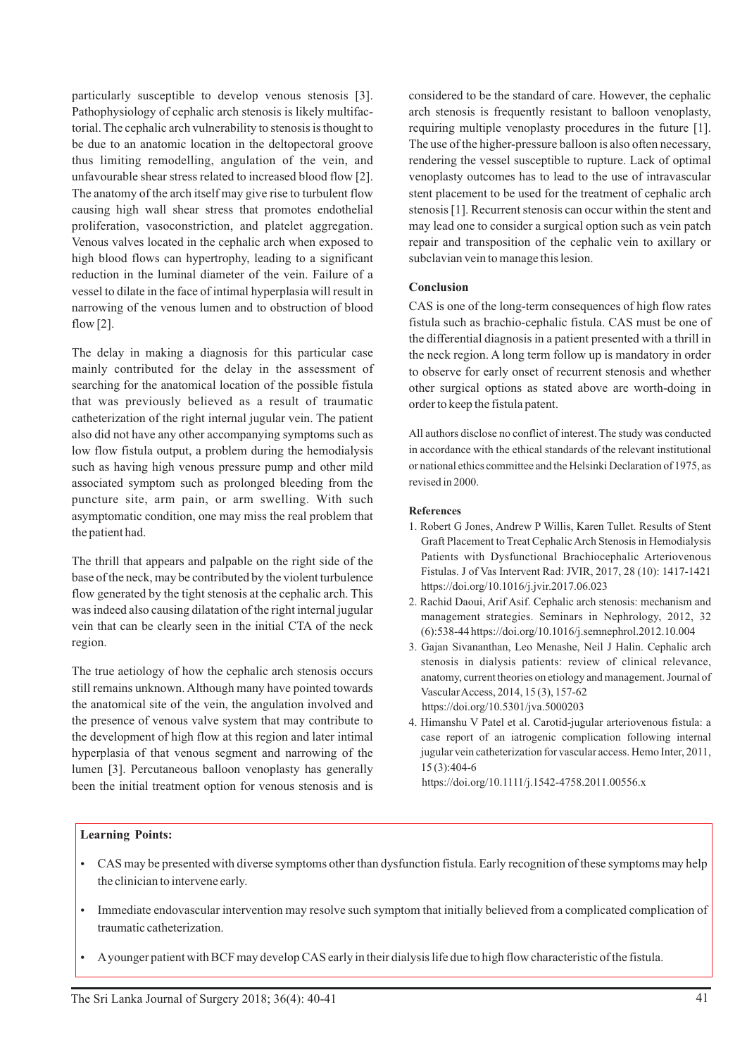particularly susceptible to develop venous stenosis [3]. Pathophysiology of cephalic arch stenosis is likely multifactorial. The cephalic arch vulnerability to stenosis is thought to be due to an anatomic location in the deltopectoral groove thus limiting remodelling, angulation of the vein, and unfavourable shear stress related to increased blood flow [2]. The anatomy of the arch itself may give rise to turbulent flow causing high wall shear stress that promotes endothelial proliferation, vasoconstriction, and platelet aggregation. Venous valves located in the cephalic arch when exposed to high blood flows can hypertrophy, leading to a significant reduction in the luminal diameter of the vein. Failure of a vessel to dilate in the face of intimal hyperplasia will result in narrowing of the venous lumen and to obstruction of blood flow [2].

The delay in making a diagnosis for this particular case mainly contributed for the delay in the assessment of searching for the anatomical location of the possible fistula that was previously believed as a result of traumatic catheterization of the right internal jugular vein. The patient also did not have any other accompanying symptoms such as low flow fistula output, a problem during the hemodialysis such as having high venous pressure pump and other mild associated symptom such as prolonged bleeding from the puncture site, arm pain, or arm swelling. With such asymptomatic condition, one may miss the real problem that the patient had.

The thrill that appears and palpable on the right side of the base of the neck, may be contributed by the violent turbulence flow generated by the tight stenosis at the cephalic arch. This was indeed also causing dilatation of the right internal jugular vein that can be clearly seen in the initial CTA of the neck region.

The true aetiology of how the cephalic arch stenosis occurs still remains unknown. Although many have pointed towards the anatomical site of the vein, the angulation involved and the presence of venous valve system that may contribute to the development of high flow at this region and later intimal hyperplasia of that venous segment and narrowing of the lumen [3]. Percutaneous balloon venoplasty has generally been the initial treatment option for venous stenosis and is considered to be the standard of care. However, the cephalic arch stenosis is frequently resistant to balloon venoplasty, requiring multiple venoplasty procedures in the future [1]. The use of the higher-pressure balloon is also often necessary, rendering the vessel susceptible to rupture. Lack of optimal venoplasty outcomes has to lead to the use of intravascular stent placement to be used for the treatment of cephalic arch stenosis [1]. Recurrent stenosis can occur within the stent and may lead one to consider a surgical option such as vein patch repair and transposition of the cephalic vein to axillary or subclavian vein to manage this lesion.

### Conclusion

CAS is one of the long-term consequences of high flow rates fistula such as brachio-cephalic fistula. CAS must be one of the differential diagnosis in a patient presented with a thrill in the neck region. A long term follow up is mandatory in order to observe for early onset of recurrent stenosis and whether other surgical options as stated above are worth-doing in order to keep the fistula patent.

All authors disclose no conflict of interest. The study was conducted in accordance with the ethical standards of the relevant institutional or national ethics committee and the Helsinki Declaration of 1975, as revised in 2000.

### References

1. Robert G Jones, Andrew P Willis, Karen Tullet. Results of Stent Graft Placement to Treat Cephalic Arch Stenosis in Hemodialysis Patients with Dysfunctional Brachiocephalic Arteriovenous Fistulas. J of Vas Intervent Rad: JVIR, 2017, 28 (10): 1417-1421 https://doi.org/10.1016/j.jvir.2017.06.023
2. Rachid Daoui, Arif Asif. Cephalic arch stenosis: mechanism and management strategies. Seminars in Nephrology, 2012, 32 (6):538-44 https://doi.org/10.1016/j.semnephrol.2012.10.004
3. Gajan Sivananthan, Leo Menashe, Neil J Halin. Cephalic arch stenosis in dialysis patients: review of clinical relevance, anatomy, current theories on etiology and management. Journal of Vascular Access, 2014, 15 (3), 157-62 https://doi.org/10.5301/jva.5000203
4. Himanshu V Patel et al. Carotid-jugular arteriovenous fistula: a case report of an iatrogenic complication following internal jugular vein catheterization for vascular access. Hemo Inter, 2011, 15 (3):404-6 https://doi.org/10.1111/j.1542-4758.2011.00556.x

**Learning Points:**

- CAS may be presented with diverse symptoms other than dysfunction fistula. Early recognition of these symptoms may help the clinician to intervene early.
- Immediate endovascular intervention may resolve such symptom that initially believed from a complicated complication of traumatic catheterization.
- A younger patient with BCF may develop CAS early in their dialysis life due to high flow characteristic of the fistula.